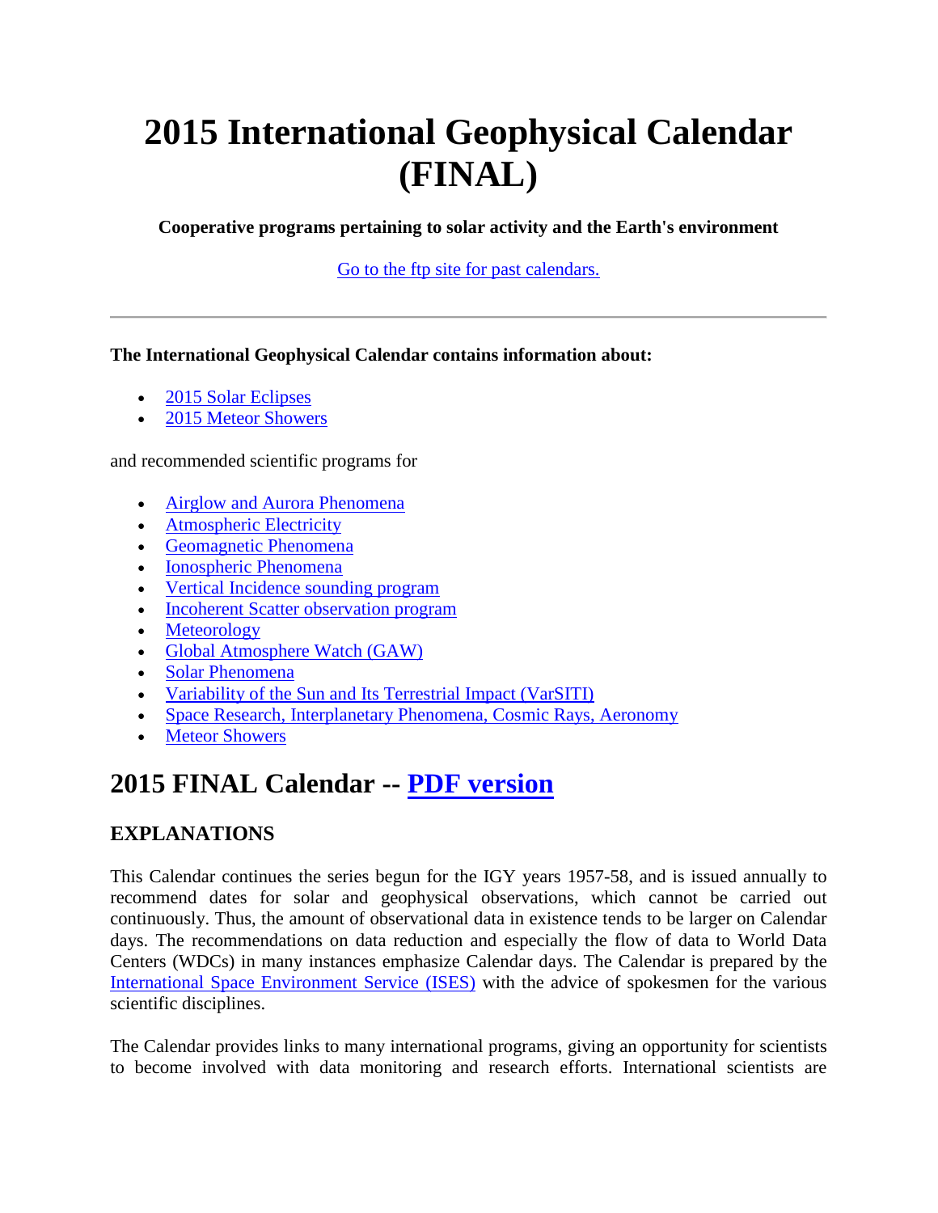# 2015 International Geophysical Calendar (FINAL)

**Cooperative programs pertaining to solar activity and the Earth's environment**

Go to the ftp site for past calendars.

---

**The International Geophysical Calendar contains information about:**

- 2015 Solar Eclipses
- 2015 Meteor Showers

and recommended scientific programs for

- Airglow and Aurora Phenomena
- Atmospheric Electricity
- Geomagnetic Phenomena
- Ionospheric Phenomena
- Vertical Incidence sounding program
- Incoherent Scatter observation program
- Meteorology
- Global Atmosphere Watch (GAW)
- Solar Phenomena
- Variability of the Sun and Its Terrestrial Impact (VarSITI)
- Space Research, Interplanetary Phenomena, Cosmic Rays, Aeronomy
- Meteor Showers

## 2015 FINAL Calendar -- PDF version

### EXPLANATIONS

This Calendar continues the series begun for the IGY years 1957-58, and is issued annually to recommend dates for solar and geophysical observations, which cannot be carried out continuously. Thus, the amount of observational data in existence tends to be larger on Calendar days. The recommendations on data reduction and especially the flow of data to World Data Centers (WDCs) in many instances emphasize Calendar days. The Calendar is prepared by the International Space Environment Service (ISES) with the advice of spokesmen for the various scientific disciplines.

The Calendar provides links to many international programs, giving an opportunity for scientists to become involved with data monitoring and research efforts. International scientists are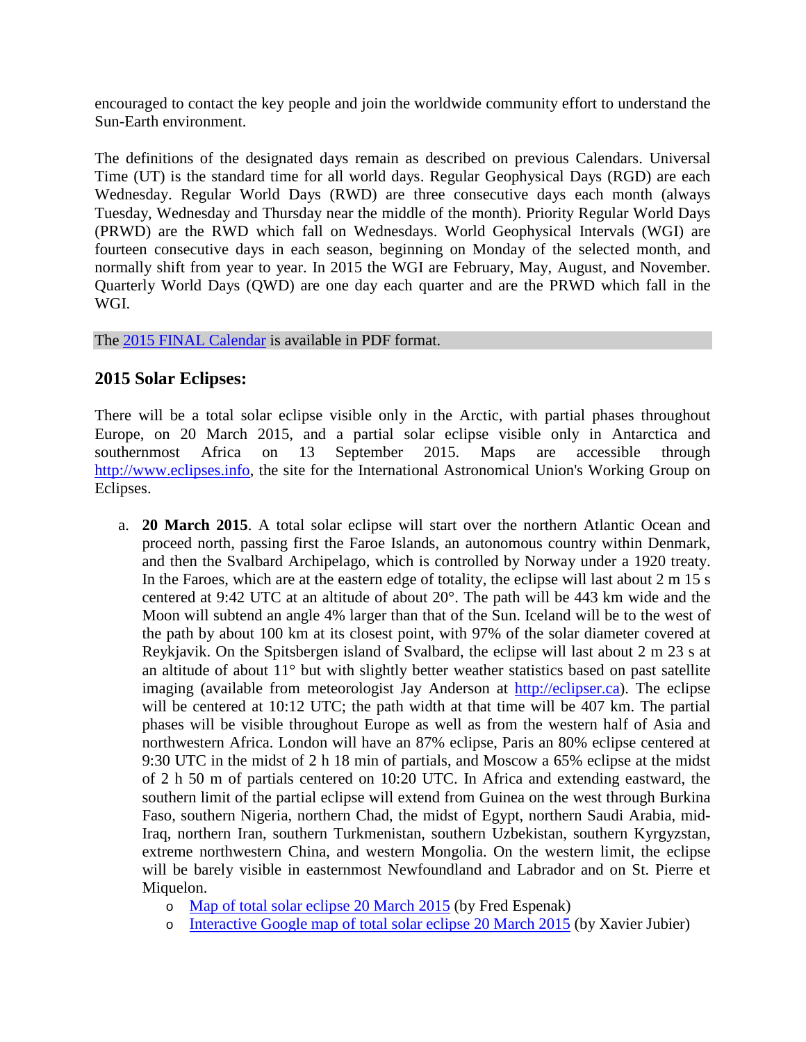encouraged to contact the key people and join the worldwide community effort to understand the Sun-Earth environment.

The definitions of the designated days remain as described on previous Calendars. Universal Time (UT) is the standard time for all world days. Regular Geophysical Days (RGD) are each Wednesday. Regular World Days (RWD) are three consecutive days each month (always Tuesday, Wednesday and Thursday near the middle of the month). Priority Regular World Days (PRWD) are the RWD which fall on Wednesdays. World Geophysical Intervals (WGI) are fourteen consecutive days in each season, beginning on Monday of the selected month, and normally shift from year to year. In 2015 the WGI are February, May, August, and November. Quarterly World Days (QWD) are one day each quarter and are the PRWD which fall in the WGI.

The [2015 FINAL Calendar] is available in PDF format.

## 2015 Solar Eclipses:

There will be a total solar eclipse visible only in the Arctic, with partial phases throughout Europe, on 20 March 2015, and a partial solar eclipse visible only in Antarctica and southernmost Africa on 13 September 2015. Maps are accessible through http://www.eclipses.info, the site for the International Astronomical Union's Working Group on Eclipses.

a. **20 March 2015**. A total solar eclipse will start over the northern Atlantic Ocean and proceed north, passing first the Faroe Islands, an autonomous country within Denmark, and then the Svalbard Archipelago, which is controlled by Norway under a 1920 treaty. In the Faroes, which are at the eastern edge of totality, the eclipse will last about 2 m 15 s centered at 9:42 UTC at an altitude of about 20°. The path will be 443 km wide and the Moon will subtend an angle 4% larger than that of the Sun. Iceland will be to the west of the path by about 100 km at its closest point, with 97% of the solar diameter covered at Reykjavik. On the Spitsbergen island of Svalbard, the eclipse will last about 2 m 23 s at an altitude of about 11° but with slightly better weather statistics based on past satellite imaging (available from meteorologist Jay Anderson at http://eclipser.ca). The eclipse will be centered at 10:12 UTC; the path width at that time will be 407 km. The partial phases will be visible throughout Europe as well as from the western half of Asia and northwestern Africa. London will have an 87% eclipse, Paris an 80% eclipse centered at 9:30 UTC in the midst of 2 h 18 min of partials, and Moscow a 65% eclipse at the midst of 2 h 50 m of partials centered on 10:20 UTC. In Africa and extending eastward, the southern limit of the partial eclipse will extend from Guinea on the west through Burkina Faso, southern Nigeria, northern Chad, the midst of Egypt, northern Saudi Arabia, mid-Iraq, northern Iran, southern Turkmenistan, southern Uzbekistan, southern Kyrgyzstan, extreme northwestern China, and western Mongolia. On the western limit, the eclipse will be barely visible in easternmost Newfoundland and Labrador and on St. Pierre et Miquelon.
   - [Map of total solar eclipse 20 March 2015] (by Fred Espenak)
   - [Interactive Google map of total solar eclipse 20 March 2015] (by Xavier Jubier)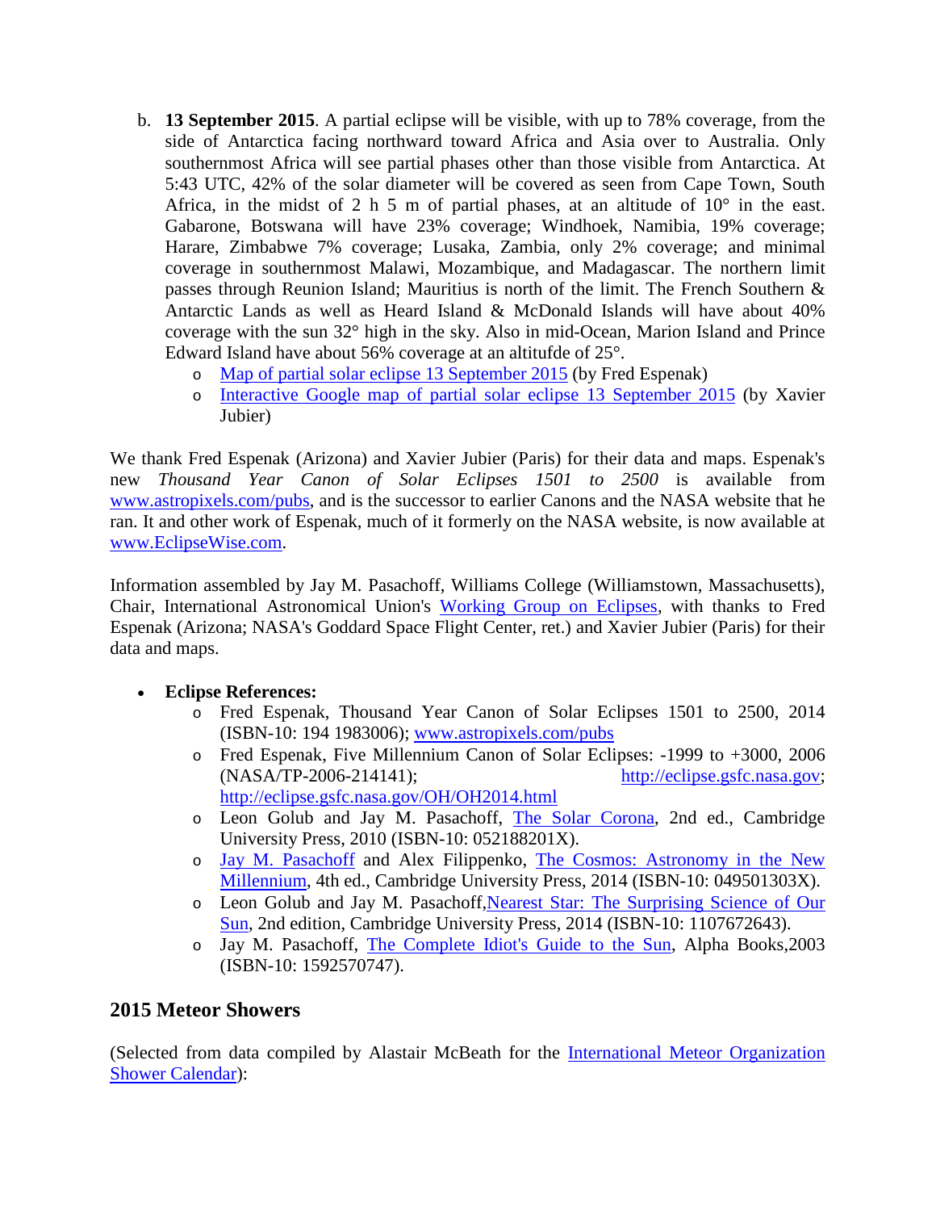b. **13 September 2015**. A partial eclipse will be visible, with up to 78% coverage, from the side of Antarctica facing northward toward Africa and Asia over to Australia. Only southernmost Africa will see partial phases other than those visible from Antarctica. At 5:43 UTC, 42% of the solar diameter will be covered as seen from Cape Town, South Africa, in the midst of 2 h 5 m of partial phases, at an altitude of 10° in the east. Gabarone, Botswana will have 23% coverage; Windhoek, Namibia, 19% coverage; Harare, Zimbabwe 7% coverage; Lusaka, Zambia, only 2% coverage; and minimal coverage in southernmost Malawi, Mozambique, and Madagascar. The northern limit passes through Reunion Island; Mauritius is north of the limit. The French Southern & Antarctic Lands as well as Heard Island & McDonald Islands will have about 40% coverage with the sun 32° high in the sky. Also in mid-Ocean, Marion Island and Prince Edward Island have about 56% coverage at an altitufde of 25°.
   - Map of partial solar eclipse 13 September 2015 (by Fred Espenak)
   - Interactive Google map of partial solar eclipse 13 September 2015 (by Xavier Jubier)

We thank Fred Espenak (Arizona) and Xavier Jubier (Paris) for their data and maps. Espenak's new *Thousand Year Canon of Solar Eclipses 1501 to 2500* is available from www.astropixels.com/pubs, and is the successor to earlier Canons and the NASA website that he ran. It and other work of Espenak, much of it formerly on the NASA website, is now available at www.EclipseWise.com.

Information assembled by Jay M. Pasachoff, Williams College (Williamstown, Massachusetts), Chair, International Astronomical Union's Working Group on Eclipses, with thanks to Fred Espenak (Arizona; NASA's Goddard Space Flight Center, ret.) and Xavier Jubier (Paris) for their data and maps.

- **Eclipse References:**
   - Fred Espenak, Thousand Year Canon of Solar Eclipses 1501 to 2500, 2014 (ISBN-10: 194 1983006); www.astropixels.com/pubs
   - Fred Espenak, Five Millennium Canon of Solar Eclipses: -1999 to +3000, 2006 (NASA/TP-2006-214141); http://eclipse.gsfc.nasa.gov; http://eclipse.gsfc.nasa.gov/OH/OH2014.html
   - Leon Golub and Jay M. Pasachoff, The Solar Corona, 2nd ed., Cambridge University Press, 2010 (ISBN-10: 052188201X).
   - Jay M. Pasachoff and Alex Filippenko, The Cosmos: Astronomy in the New Millennium, 4th ed., Cambridge University Press, 2014 (ISBN-10: 049501303X).
   - Leon Golub and Jay M. Pasachoff,Nearest Star: The Surprising Science of Our Sun, 2nd edition, Cambridge University Press, 2014 (ISBN-10: 1107672643).
   - Jay M. Pasachoff, The Complete Idiot's Guide to the Sun, Alpha Books,2003 (ISBN-10: 1592570747).

## 2015 Meteor Showers

(Selected from data compiled by Alastair McBeath for the International Meteor Organization Shower Calendar):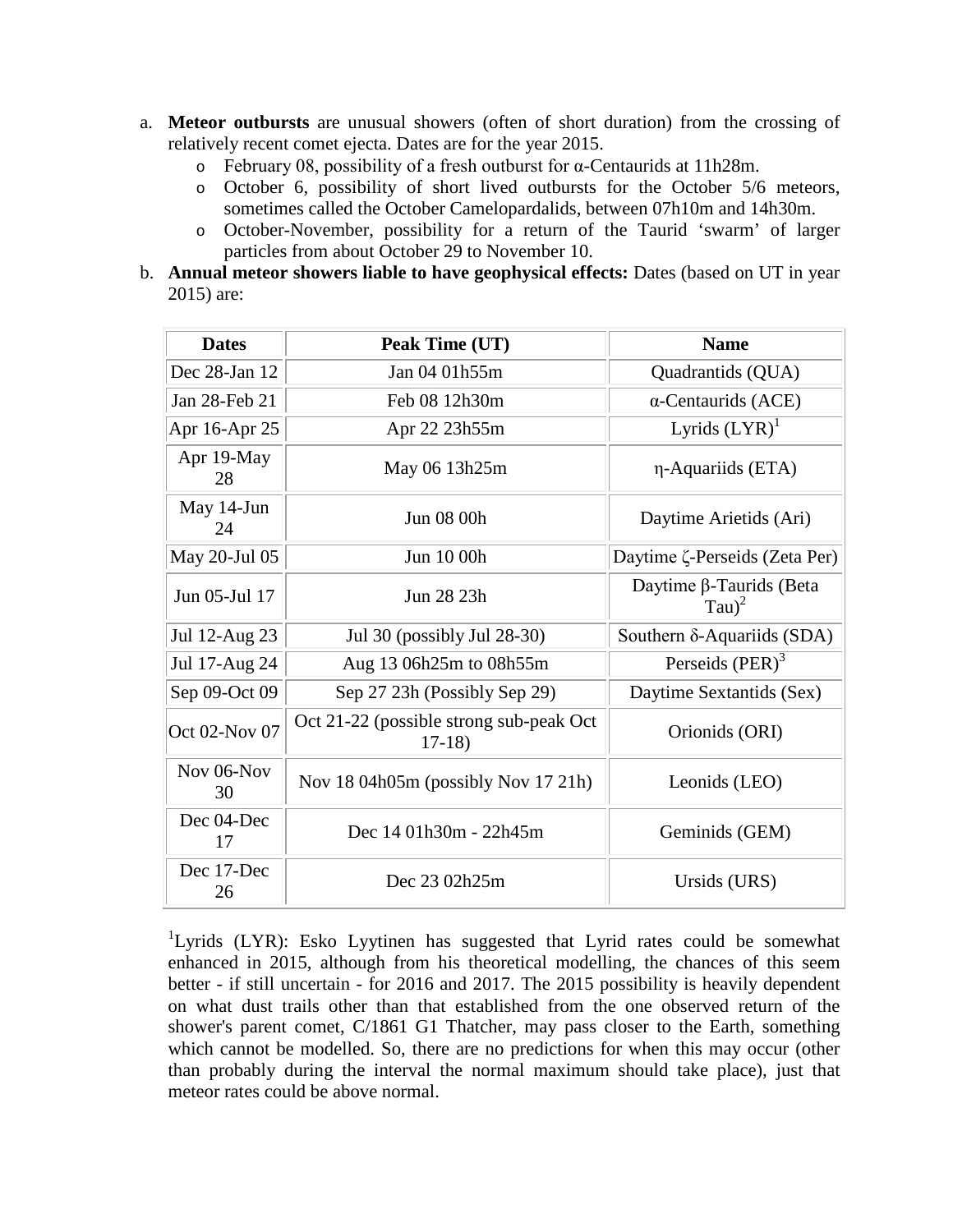a. **Meteor outbursts** are unusual showers (often of short duration) from the crossing of relatively recent comet ejecta. Dates are for the year 2015.
   - February 08, possibility of a fresh outburst for α-Centaurids at 11h28m.
   - October 6, possibility of short lived outbursts for the October 5/6 meteors, sometimes called the October Camelopardalids, between 07h10m and 14h30m.
   - October-November, possibility for a return of the Taurid 'swarm' of larger particles from about October 29 to November 10.

b. **Annual meteor showers liable to have geophysical effects:** Dates (based on UT in year 2015) are:

| Dates | Peak Time (UT) | Name |
|---|---|---|
| Dec 28-Jan 12 | Jan 04 01h55m | Quadrantids (QUA) |
| Jan 28-Feb 21 | Feb 08 12h30m | α-Centaurids (ACE) |
| Apr 16-Apr 25 | Apr 22 23h55m | Lyrids (LYR)[1] |
| Apr 19-May 28 | May 06 13h25m | η-Aquariids (ETA) |
| May 14-Jun 24 | Jun 08 00h | Daytime Arietids (Ari) |
| May 20-Jul 05 | Jun 10 00h | Daytime ζ-Perseids (Zeta Per) |
| Jun 05-Jul 17 | Jun 28 23h | Daytime β-Taurids (Beta Tau)[2] |
| Jul 12-Aug 23 | Jul 30 (possibly Jul 28-30) | Southern δ-Aquariids (SDA) |
| Jul 17-Aug 24 | Aug 13 06h25m to 08h55m | Perseids (PER)[3] |
| Sep 09-Oct 09 | Sep 27 23h (Possibly Sep 29) | Daytime Sextantids (Sex) |
| Oct 02-Nov 07 | Oct 21-22 (possible strong sub-peak Oct 17-18) | Orionids (ORI) |
| Nov 06-Nov 30 | Nov 18 04h05m (possibly Nov 17 21h) | Leonids (LEO) |
| Dec 04-Dec 17 | Dec 14 01h30m - 22h45m | Geminids (GEM) |
| Dec 17-Dec 26 | Dec 23 02h25m | Ursids (URS) |

[1]Lyrids (LYR): Esko Lyytinen has suggested that Lyrid rates could be somewhat enhanced in 2015, although from his theoretical modelling, the chances of this seem better - if still uncertain - for 2016 and 2017. The 2015 possibility is heavily dependent on what dust trails other than that established from the one observed return of the shower's parent comet, C/1861 G1 Thatcher, may pass closer to the Earth, something which cannot be modelled. So, there are no predictions for when this may occur (other than probably during the interval the normal maximum should take place), just that meteor rates could be above normal.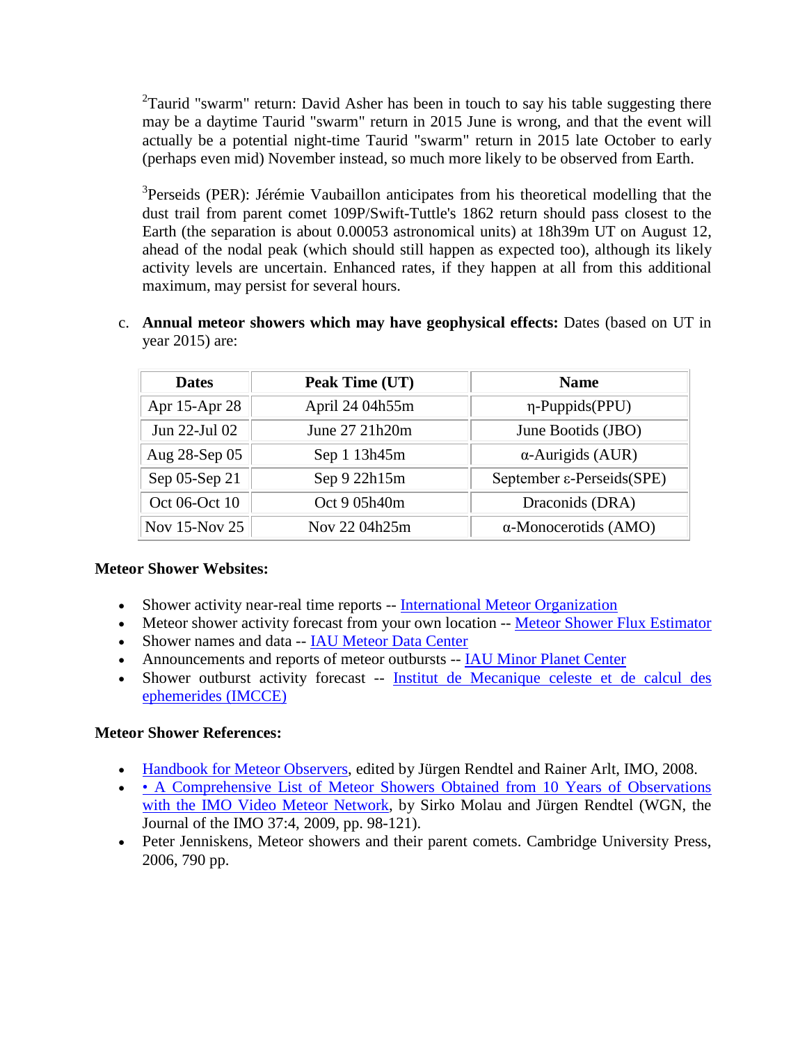[2]Taurid "swarm" return: David Asher has been in touch to say his table suggesting there may be a daytime Taurid "swarm" return in 2015 June is wrong, and that the event will actually be a potential night-time Taurid "swarm" return in 2015 late October to early (perhaps even mid) November instead, so much more likely to be observed from Earth.

[3]Perseids (PER): Jérémie Vaubaillon anticipates from his theoretical modelling that the dust trail from parent comet 109P/Swift-Tuttle's 1862 return should pass closest to the Earth (the separation is about 0.00053 astronomical units) at 18h39m UT on August 12, ahead of the nodal peak (which should still happen as expected too), although its likely activity levels are uncertain. Enhanced rates, if they happen at all from this additional maximum, may persist for several hours.

c. **Annual meteor showers which may have geophysical effects:** Dates (based on UT in year 2015) are:

| Dates | Peak Time (UT) | Name |
|---|---|---|
| Apr 15-Apr 28 | April 24 04h55m | η-Puppids(PPU) |
| Jun 22-Jul 02 | June 27 21h20m | June Bootids (JBO) |
| Aug 28-Sep 05 | Sep 1 13h45m | α-Aurigids (AUR) |
| Sep 05-Sep 21 | Sep 9 22h15m | September ε-Perseids(SPE) |
| Oct 06-Oct 10 | Oct 9 05h40m | Draconids (DRA) |
| Nov 15-Nov 25 | Nov 22 04h25m | α-Monocerotids (AMO) |

**Meteor Shower Websites:**

- Shower activity near-real time reports -- International Meteor Organization
- Meteor shower activity forecast from your own location -- Meteor Shower Flux Estimator
- Shower names and data -- IAU Meteor Data Center
- Announcements and reports of meteor outbursts -- IAU Minor Planet Center
- Shower outburst activity forecast -- Institut de Mecanique celeste et de calcul des ephemerides (IMCCE)

**Meteor Shower References:**

- Handbook for Meteor Observers, edited by Jürgen Rendtel and Rainer Arlt, IMO, 2008.
- • A Comprehensive List of Meteor Showers Obtained from 10 Years of Observations with the IMO Video Meteor Network, by Sirko Molau and Jürgen Rendtel (WGN, the Journal of the IMO 37:4, 2009, pp. 98-121).
- Peter Jenniskens, Meteor showers and their parent comets. Cambridge University Press, 2006, 790 pp.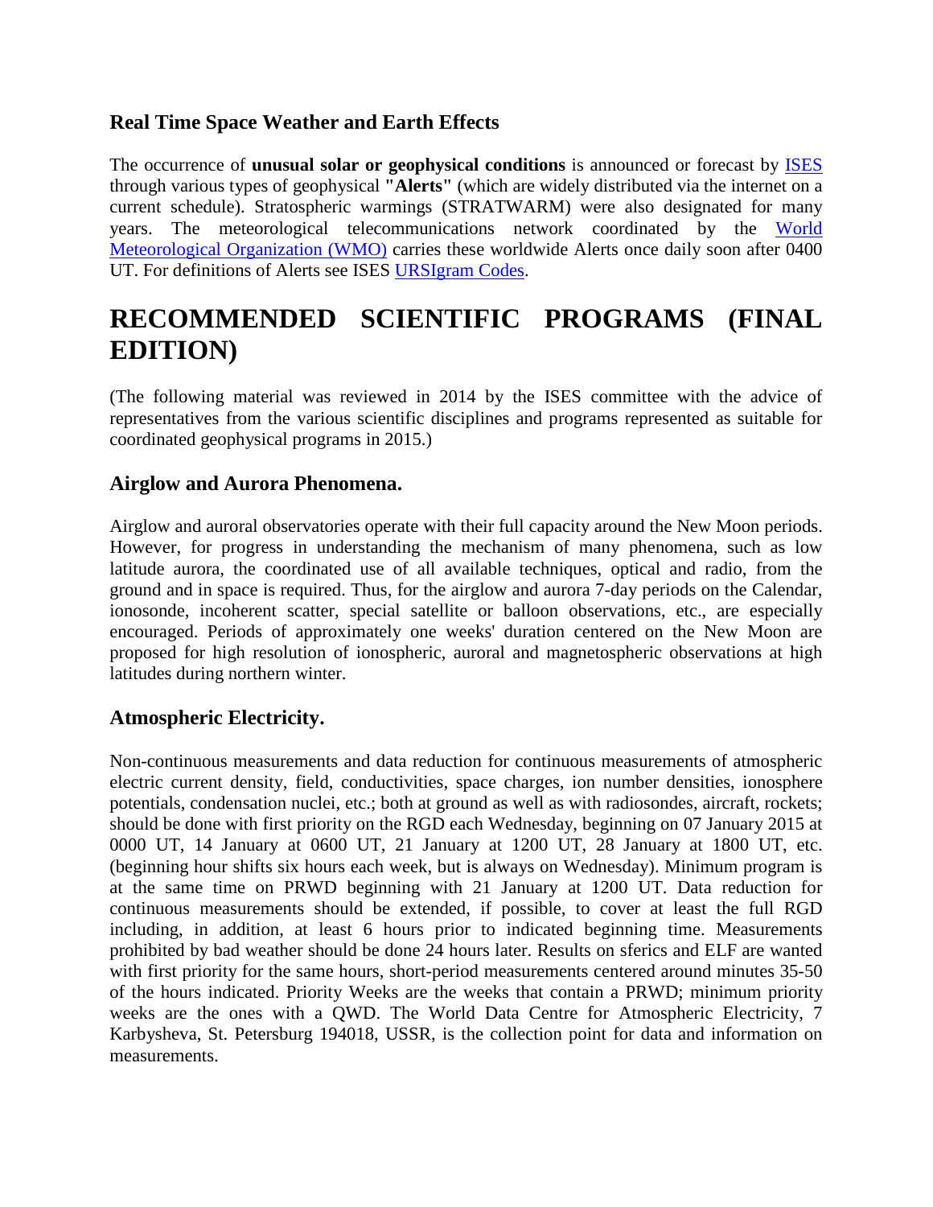### Real Time Space Weather and Earth Effects

The occurrence of **unusual solar or geophysical conditions** is announced or forecast by ISES through various types of geophysical **"Alerts"** (which are widely distributed via the internet on a current schedule). Stratospheric warmings (STRATWARM) were also designated for many years. The meteorological telecommunications network coordinated by the World Meteorological Organization (WMO) carries these worldwide Alerts once daily soon after 0400 UT. For definitions of Alerts see ISES URSIgram Codes.

# RECOMMENDED SCIENTIFIC PROGRAMS (FINAL EDITION)

(The following material was reviewed in 2014 by the ISES committee with the advice of representatives from the various scientific disciplines and programs represented as suitable for coordinated geophysical programs in 2015.)

### Airglow and Aurora Phenomena.

Airglow and auroral observatories operate with their full capacity around the New Moon periods. However, for progress in understanding the mechanism of many phenomena, such as low latitude aurora, the coordinated use of all available techniques, optical and radio, from the ground and in space is required. Thus, for the airglow and aurora 7-day periods on the Calendar, ionosonde, incoherent scatter, special satellite or balloon observations, etc., are especially encouraged. Periods of approximately one weeks' duration centered on the New Moon are proposed for high resolution of ionospheric, auroral and magnetospheric observations at high latitudes during northern winter.

### Atmospheric Electricity.

Non-continuous measurements and data reduction for continuous measurements of atmospheric electric current density, field, conductivities, space charges, ion number densities, ionosphere potentials, condensation nuclei, etc.; both at ground as well as with radiosondes, aircraft, rockets; should be done with first priority on the RGD each Wednesday, beginning on 07 January 2015 at 0000 UT, 14 January at 0600 UT, 21 January at 1200 UT, 28 January at 1800 UT, etc. (beginning hour shifts six hours each week, but is always on Wednesday). Minimum program is at the same time on PRWD beginning with 21 January at 1200 UT. Data reduction for continuous measurements should be extended, if possible, to cover at least the full RGD including, in addition, at least 6 hours prior to indicated beginning time. Measurements prohibited by bad weather should be done 24 hours later. Results on sferics and ELF are wanted with first priority for the same hours, short-period measurements centered around minutes 35-50 of the hours indicated. Priority Weeks are the weeks that contain a PRWD; minimum priority weeks are the ones with a QWD. The World Data Centre for Atmospheric Electricity, 7 Karbysheva, St. Petersburg 194018, USSR, is the collection point for data and information on measurements.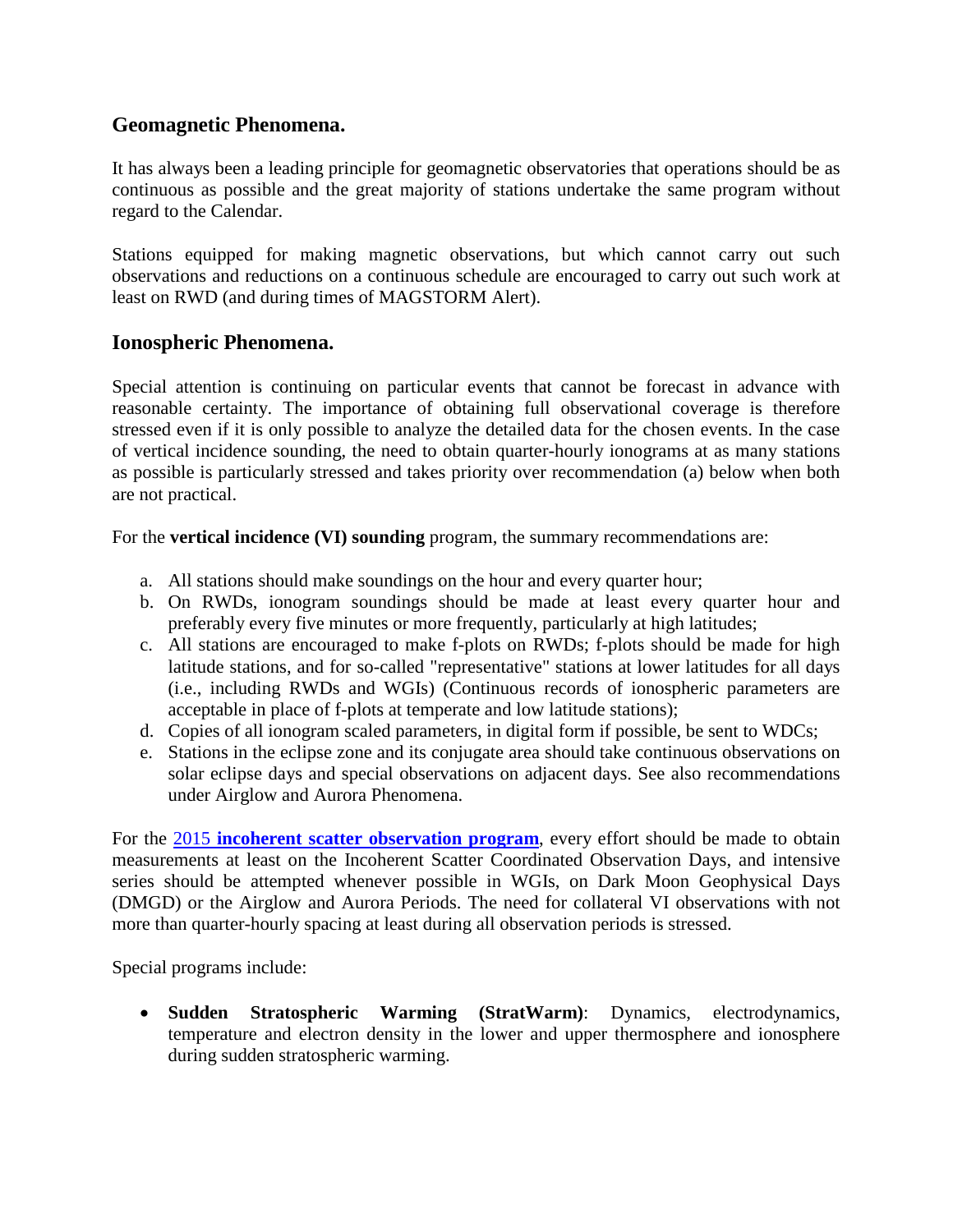## Geomagnetic Phenomena.

It has always been a leading principle for geomagnetic observatories that operations should be as continuous as possible and the great majority of stations undertake the same program without regard to the Calendar.

Stations equipped for making magnetic observations, but which cannot carry out such observations and reductions on a continuous schedule are encouraged to carry out such work at least on RWD (and during times of MAGSTORM Alert).

## Ionospheric Phenomena.

Special attention is continuing on particular events that cannot be forecast in advance with reasonable certainty. The importance of obtaining full observational coverage is therefore stressed even if it is only possible to analyze the detailed data for the chosen events. In the case of vertical incidence sounding, the need to obtain quarter-hourly ionograms at as many stations as possible is particularly stressed and takes priority over recommendation (a) below when both are not practical.

For the **vertical incidence (VI) sounding** program, the summary recommendations are:

a. All stations should make soundings on the hour and every quarter hour;
b. On RWDs, ionogram soundings should be made at least every quarter hour and preferably every five minutes or more frequently, particularly at high latitudes;
c. All stations are encouraged to make f-plots on RWDs; f-plots should be made for high latitude stations, and for so-called "representative" stations at lower latitudes for all days (i.e., including RWDs and WGIs) (Continuous records of ionospheric parameters are acceptable in place of f-plots at temperate and low latitude stations);
d. Copies of all ionogram scaled parameters, in digital form if possible, be sent to WDCs;
e. Stations in the eclipse zone and its conjugate area should take continuous observations on solar eclipse days and special observations on adjacent days. See also recommendations under Airglow and Aurora Phenomena.

For the 2015 **incoherent scatter observation program**, every effort should be made to obtain measurements at least on the Incoherent Scatter Coordinated Observation Days, and intensive series should be attempted whenever possible in WGIs, on Dark Moon Geophysical Days (DMGD) or the Airglow and Aurora Periods. The need for collateral VI observations with not more than quarter-hourly spacing at least during all observation periods is stressed.

Special programs include:

- **Sudden Stratospheric Warming (StratWarm)**: Dynamics, electrodynamics, temperature and electron density in the lower and upper thermosphere and ionosphere during sudden stratospheric warming.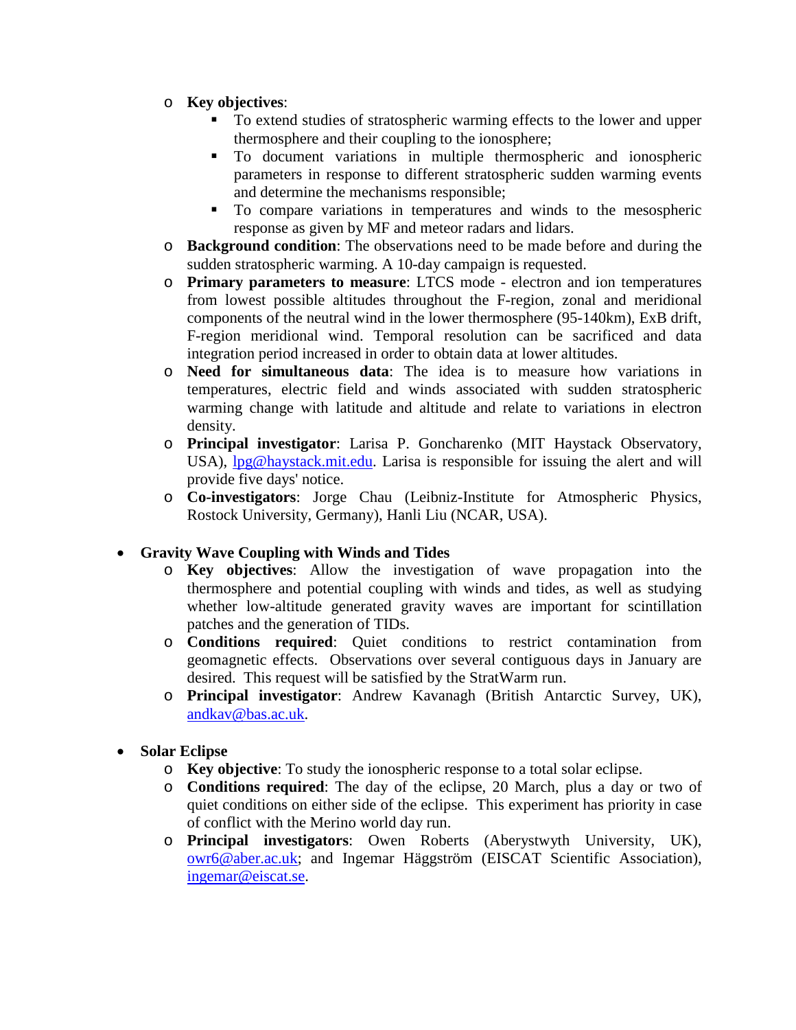- **Key objectives**:
    - To extend studies of stratospheric warming effects to the lower and upper thermosphere and their coupling to the ionosphere;
    - To document variations in multiple thermospheric and ionospheric parameters in response to different stratospheric sudden warming events and determine the mechanisms responsible;
    - To compare variations in temperatures and winds to the mesospheric response as given by MF and meteor radars and lidars.
- **Background condition**: The observations need to be made before and during the sudden stratospheric warming. A 10-day campaign is requested.
- **Primary parameters to measure**: LTCS mode - electron and ion temperatures from lowest possible altitudes throughout the F-region, zonal and meridional components of the neutral wind in the lower thermosphere (95-140km), ExB drift, F-region meridional wind. Temporal resolution can be sacrificed and data integration period increased in order to obtain data at lower altitudes.
- **Need for simultaneous data**: The idea is to measure how variations in temperatures, electric field and winds associated with sudden stratospheric warming change with latitude and altitude and relate to variations in electron density.
- **Principal investigator**: Larisa P. Goncharenko (MIT Haystack Observatory, USA), lpg@haystack.mit.edu. Larisa is responsible for issuing the alert and will provide five days' notice.
- **Co-investigators**: Jorge Chau (Leibniz-Institute for Atmospheric Physics, Rostock University, Germany), Hanli Liu (NCAR, USA).

- **Gravity Wave Coupling with Winds and Tides**
    - **Key objectives**: Allow the investigation of wave propagation into the thermosphere and potential coupling with winds and tides, as well as studying whether low-altitude generated gravity waves are important for scintillation patches and the generation of TIDs.
    - **Conditions required**: Quiet conditions to restrict contamination from geomagnetic effects. Observations over several contiguous days in January are desired. This request will be satisfied by the StratWarm run.
    - **Principal investigator**: Andrew Kavanagh (British Antarctic Survey, UK), andkav@bas.ac.uk.

- **Solar Eclipse**
    - **Key objective**: To study the ionospheric response to a total solar eclipse.
    - **Conditions required**: The day of the eclipse, 20 March, plus a day or two of quiet conditions on either side of the eclipse. This experiment has priority in case of conflict with the Merino world day run.
    - **Principal investigators**: Owen Roberts (Aberystwyth University, UK), owr6@aber.ac.uk; and Ingemar Häggström (EISCAT Scientific Association), ingemar@eiscat.se.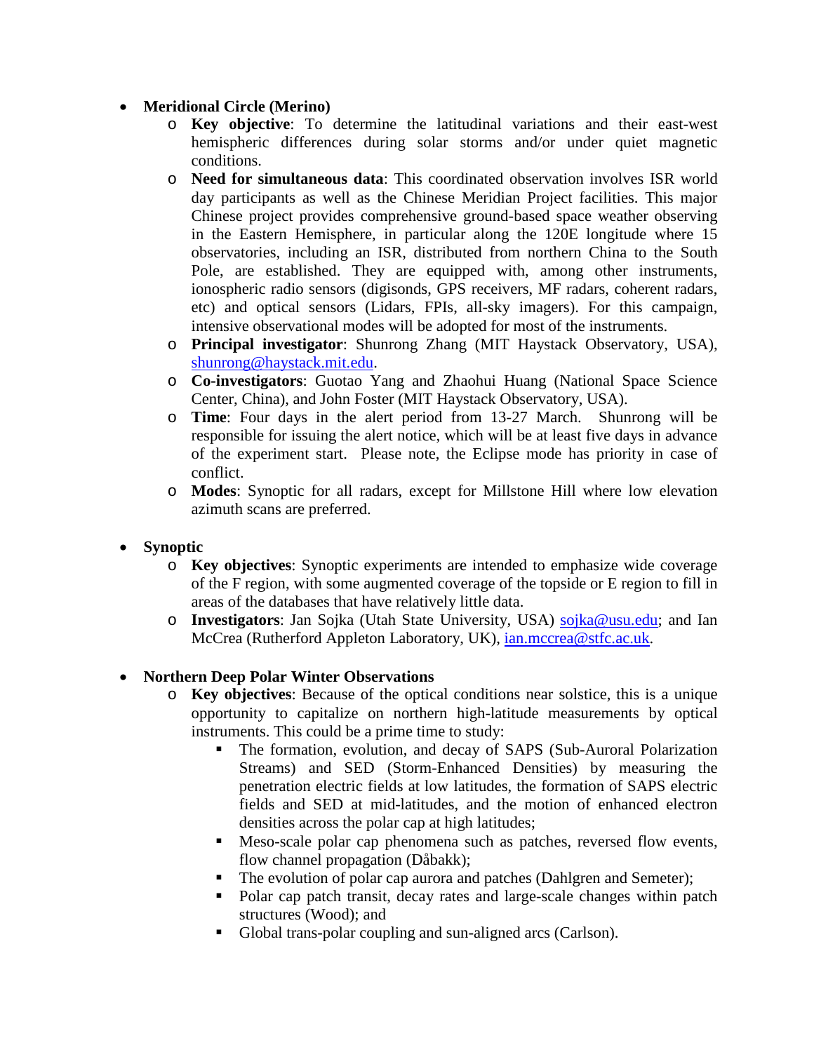- **Meridional Circle (Merino)**
  - **Key objective**: To determine the latitudinal variations and their east-west hemispheric differences during solar storms and/or under quiet magnetic conditions.
  - **Need for simultaneous data**: This coordinated observation involves ISR world day participants as well as the Chinese Meridian Project facilities. This major Chinese project provides comprehensive ground-based space weather observing in the Eastern Hemisphere, in particular along the 120E longitude where 15 observatories, including an ISR, distributed from northern China to the South Pole, are established. They are equipped with, among other instruments, ionospheric radio sensors (digisonds, GPS receivers, MF radars, coherent radars, etc) and optical sensors (Lidars, FPIs, all-sky imagers). For this campaign, intensive observational modes will be adopted for most of the instruments.
  - **Principal investigator**: Shunrong Zhang (MIT Haystack Observatory, USA), shunrong@haystack.mit.edu.
  - **Co-investigators**: Guotao Yang and Zhaohui Huang (National Space Science Center, China), and John Foster (MIT Haystack Observatory, USA).
  - **Time**: Four days in the alert period from 13-27 March. Shunrong will be responsible for issuing the alert notice, which will be at least five days in advance of the experiment start. Please note, the Eclipse mode has priority in case of conflict.
  - **Modes**: Synoptic for all radars, except for Millstone Hill where low elevation azimuth scans are preferred.

- **Synoptic**
  - **Key objectives**: Synoptic experiments are intended to emphasize wide coverage of the F region, with some augmented coverage of the topside or E region to fill in areas of the databases that have relatively little data.
  - **Investigators**: Jan Sojka (Utah State University, USA) sojka@usu.edu; and Ian McCrea (Rutherford Appleton Laboratory, UK), ian.mccrea@stfc.ac.uk.

- **Northern Deep Polar Winter Observations**
  - **Key objectives**: Because of the optical conditions near solstice, this is a unique opportunity to capitalize on northern high-latitude measurements by optical instruments. This could be a prime time to study:
    - The formation, evolution, and decay of SAPS (Sub-Auroral Polarization Streams) and SED (Storm-Enhanced Densities) by measuring the penetration electric fields at low latitudes, the formation of SAPS electric fields and SED at mid-latitudes, and the motion of enhanced electron densities across the polar cap at high latitudes;
    - Meso-scale polar cap phenomena such as patches, reversed flow events, flow channel propagation (Dåbakk);
    - The evolution of polar cap aurora and patches (Dahlgren and Semeter);
    - Polar cap patch transit, decay rates and large-scale changes within patch structures (Wood); and
    - Global trans-polar coupling and sun-aligned arcs (Carlson).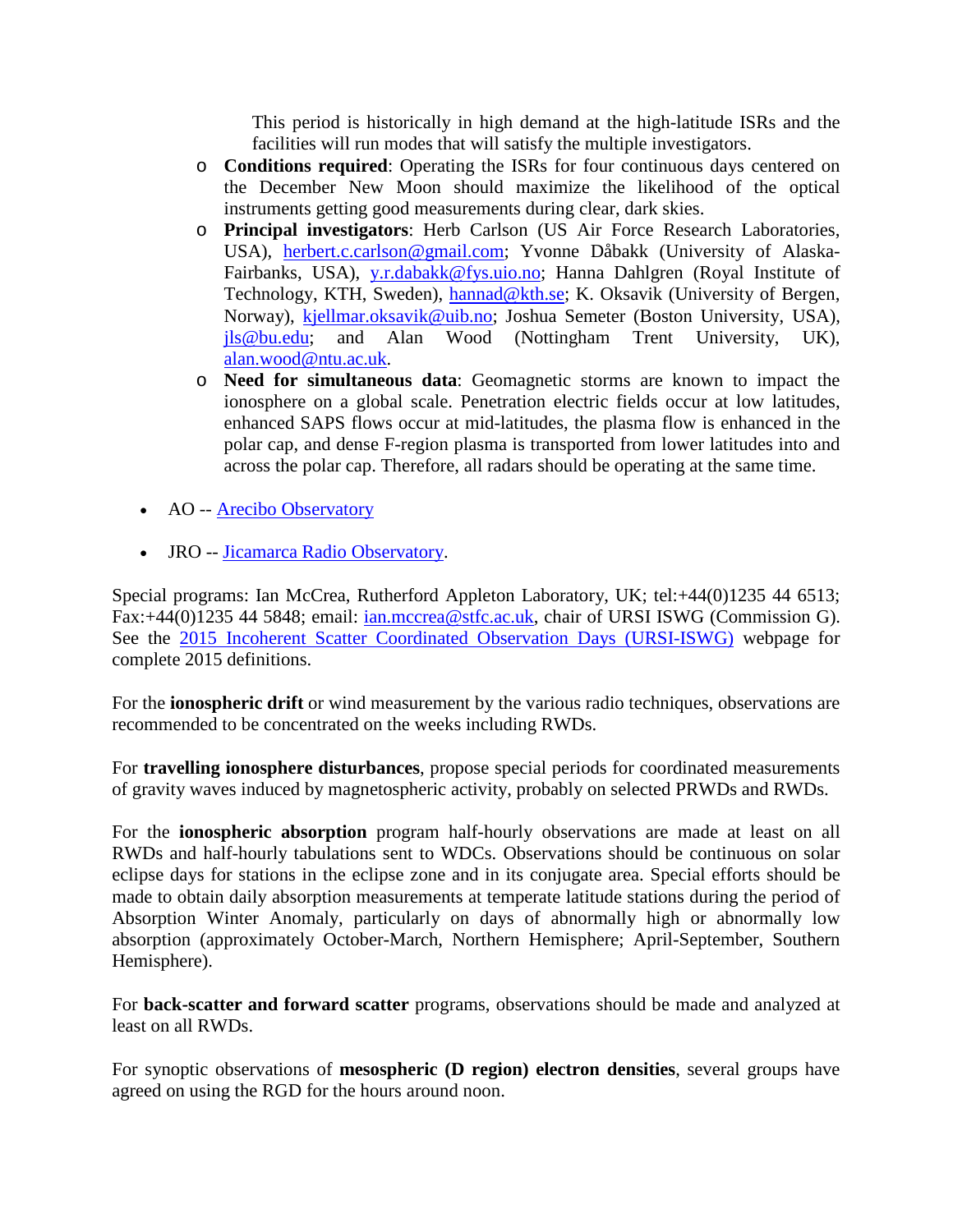This period is historically in high demand at the high-latitude ISRs and the facilities will run modes that will satisfy the multiple investigators.

  - **Conditions required**: Operating the ISRs for four continuous days centered on the December New Moon should maximize the likelihood of the optical instruments getting good measurements during clear, dark skies.
  - **Principal investigators**: Herb Carlson (US Air Force Research Laboratories, USA), herbert.c.carlson@gmail.com; Yvonne Dåbakk (University of Alaska-Fairbanks, USA), y.r.dabakk@fys.uio.no; Hanna Dahlgren (Royal Institute of Technology, KTH, Sweden), hannad@kth.se; K. Oksavik (University of Bergen, Norway), kjellmar.oksavik@uib.no; Joshua Semeter (Boston University, USA), jls@bu.edu; and Alan Wood (Nottingham Trent University, UK), alan.wood@ntu.ac.uk.
  - **Need for simultaneous data**: Geomagnetic storms are known to impact the ionosphere on a global scale. Penetration electric fields occur at low latitudes, enhanced SAPS flows occur at mid-latitudes, the plasma flow is enhanced in the polar cap, and dense F-region plasma is transported from lower latitudes into and across the polar cap. Therefore, all radars should be operating at the same time.

- AO -- Arecibo Observatory
- JRO -- Jicamarca Radio Observatory.

Special programs: Ian McCrea, Rutherford Appleton Laboratory, UK; tel:+44(0)1235 44 6513; Fax:+44(0)1235 44 5848; email: ian.mccrea@stfc.ac.uk, chair of URSI ISWG (Commission G). See the 2015 Incoherent Scatter Coordinated Observation Days (URSI-ISWG) webpage for complete 2015 definitions.

For the **ionospheric drift** or wind measurement by the various radio techniques, observations are recommended to be concentrated on the weeks including RWDs.

For **travelling ionosphere disturbances**, propose special periods for coordinated measurements of gravity waves induced by magnetospheric activity, probably on selected PRWDs and RWDs.

For the **ionospheric absorption** program half-hourly observations are made at least on all RWDs and half-hourly tabulations sent to WDCs. Observations should be continuous on solar eclipse days for stations in the eclipse zone and in its conjugate area. Special efforts should be made to obtain daily absorption measurements at temperate latitude stations during the period of Absorption Winter Anomaly, particularly on days of abnormally high or abnormally low absorption (approximately October-March, Northern Hemisphere; April-September, Southern Hemisphere).

For **back-scatter and forward scatter** programs, observations should be made and analyzed at least on all RWDs.

For synoptic observations of **mesospheric (D region) electron densities**, several groups have agreed on using the RGD for the hours around noon.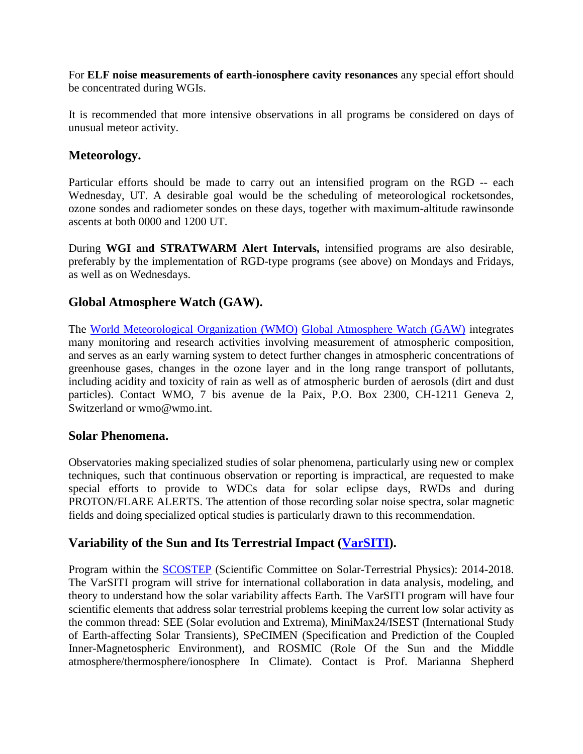For **ELF noise measurements of earth-ionosphere cavity resonances** any special effort should be concentrated during WGIs.

It is recommended that more intensive observations in all programs be considered on days of unusual meteor activity.

## Meteorology.

Particular efforts should be made to carry out an intensified program on the RGD -- each Wednesday, UT. A desirable goal would be the scheduling of meteorological rocketsondes, ozone sondes and radiometer sondes on these days, together with maximum-altitude rawinsonde ascents at both 0000 and 1200 UT.

During **WGI and STRATWARM Alert Intervals,** intensified programs are also desirable, preferably by the implementation of RGD-type programs (see above) on Mondays and Fridays, as well as on Wednesdays.

## Global Atmosphere Watch (GAW).

The World Meteorological Organization (WMO) Global Atmosphere Watch (GAW) integrates many monitoring and research activities involving measurement of atmospheric composition, and serves as an early warning system to detect further changes in atmospheric concentrations of greenhouse gases, changes in the ozone layer and in the long range transport of pollutants, including acidity and toxicity of rain as well as of atmospheric burden of aerosols (dirt and dust particles). Contact WMO, 7 bis avenue de la Paix, P.O. Box 2300, CH-1211 Geneva 2, Switzerland or wmo@wmo.int.

## Solar Phenomena.

Observatories making specialized studies of solar phenomena, particularly using new or complex techniques, such that continuous observation or reporting is impractical, are requested to make special efforts to provide to WDCs data for solar eclipse days, RWDs and during PROTON/FLARE ALERTS. The attention of those recording solar noise spectra, solar magnetic fields and doing specialized optical studies is particularly drawn to this recommendation.

## Variability of the Sun and Its Terrestrial Impact (VarSITI).

Program within the SCOSTEP (Scientific Committee on Solar-Terrestrial Physics): 2014-2018. The VarSITI program will strive for international collaboration in data analysis, modeling, and theory to understand how the solar variability affects Earth. The VarSITI program will have four scientific elements that address solar terrestrial problems keeping the current low solar activity as the common thread: SEE (Solar evolution and Extrema), MiniMax24/ISEST (International Study of Earth-affecting Solar Transients), SPeCIMEN (Specification and Prediction of the Coupled Inner-Magnetospheric Environment), and ROSMIC (Role Of the Sun and the Middle atmosphere/thermosphere/ionosphere In Climate). Contact is Prof. Marianna Shepherd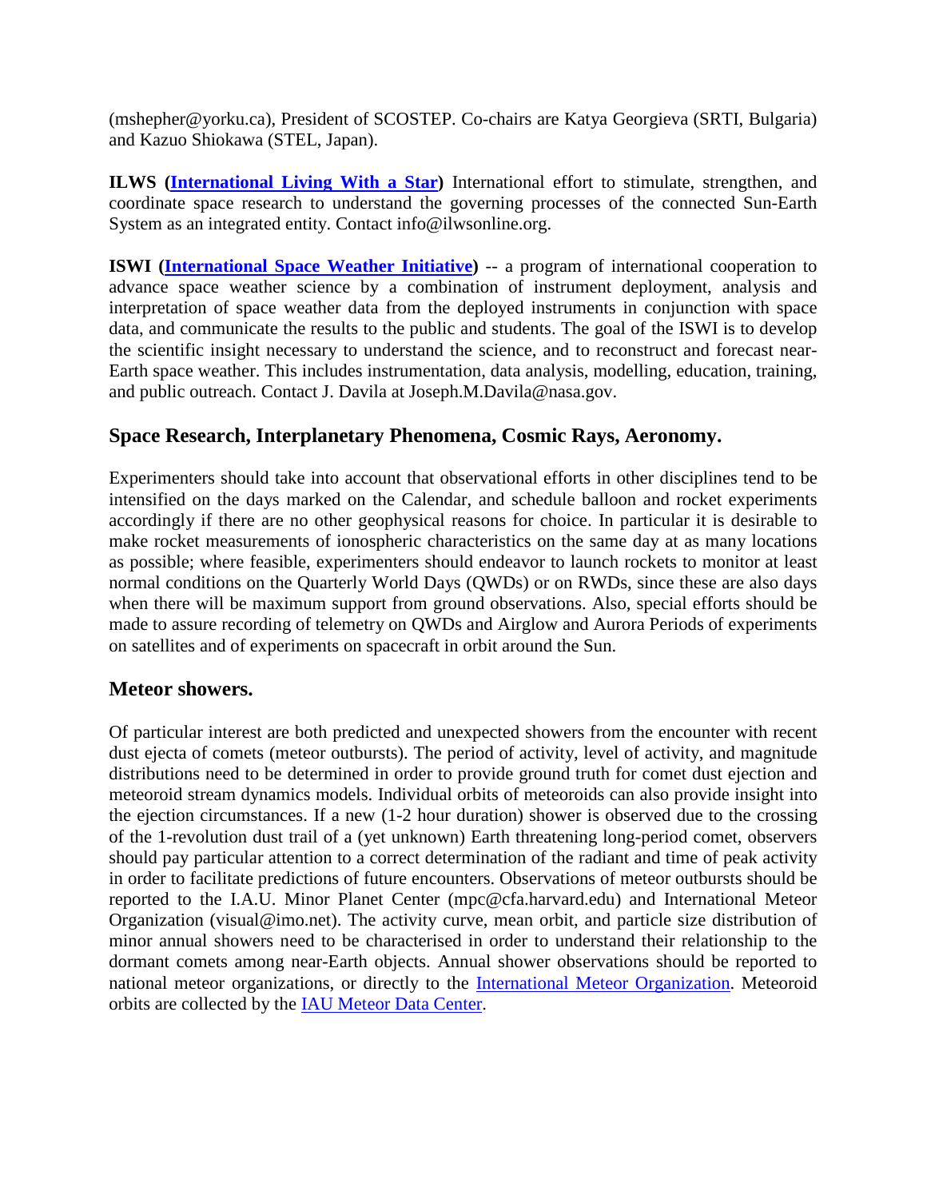(mshepher@yorku.ca), President of SCOSTEP. Co-chairs are Katya Georgieva (SRTI, Bulgaria) and Kazuo Shiokawa (STEL, Japan).

**ILWS ([International Living With a Star](#))** International effort to stimulate, strengthen, and coordinate space research to understand the governing processes of the connected Sun-Earth System as an integrated entity. Contact info@ilwsonline.org.

**ISWI ([International Space Weather Initiative](#))** -- a program of international cooperation to advance space weather science by a combination of instrument deployment, analysis and interpretation of space weather data from the deployed instruments in conjunction with space data, and communicate the results to the public and students. The goal of the ISWI is to develop the scientific insight necessary to understand the science, and to reconstruct and forecast near-Earth space weather. This includes instrumentation, data analysis, modelling, education, training, and public outreach. Contact J. Davila at Joseph.M.Davila@nasa.gov.

## Space Research, Interplanetary Phenomena, Cosmic Rays, Aeronomy.

Experimenters should take into account that observational efforts in other disciplines tend to be intensified on the days marked on the Calendar, and schedule balloon and rocket experiments accordingly if there are no other geophysical reasons for choice. In particular it is desirable to make rocket measurements of ionospheric characteristics on the same day at as many locations as possible; where feasible, experimenters should endeavor to launch rockets to monitor at least normal conditions on the Quarterly World Days (QWDs) or on RWDs, since these are also days when there will be maximum support from ground observations. Also, special efforts should be made to assure recording of telemetry on QWDs and Airglow and Aurora Periods of experiments on satellites and of experiments on spacecraft in orbit around the Sun.

## Meteor showers.

Of particular interest are both predicted and unexpected showers from the encounter with recent dust ejecta of comets (meteor outbursts). The period of activity, level of activity, and magnitude distributions need to be determined in order to provide ground truth for comet dust ejection and meteoroid stream dynamics models. Individual orbits of meteoroids can also provide insight into the ejection circumstances. If a new (1-2 hour duration) shower is observed due to the crossing of the 1-revolution dust trail of a (yet unknown) Earth threatening long-period comet, observers should pay particular attention to a correct determination of the radiant and time of peak activity in order to facilitate predictions of future encounters. Observations of meteor outbursts should be reported to the I.A.U. Minor Planet Center (mpc@cfa.harvard.edu) and International Meteor Organization (visual@imo.net). The activity curve, mean orbit, and particle size distribution of minor annual showers need to be characterised in order to understand their relationship to the dormant comets among near-Earth objects. Annual shower observations should be reported to national meteor organizations, or directly to the [International Meteor Organization](#). Meteoroid orbits are collected by the [IAU Meteor Data Center](#).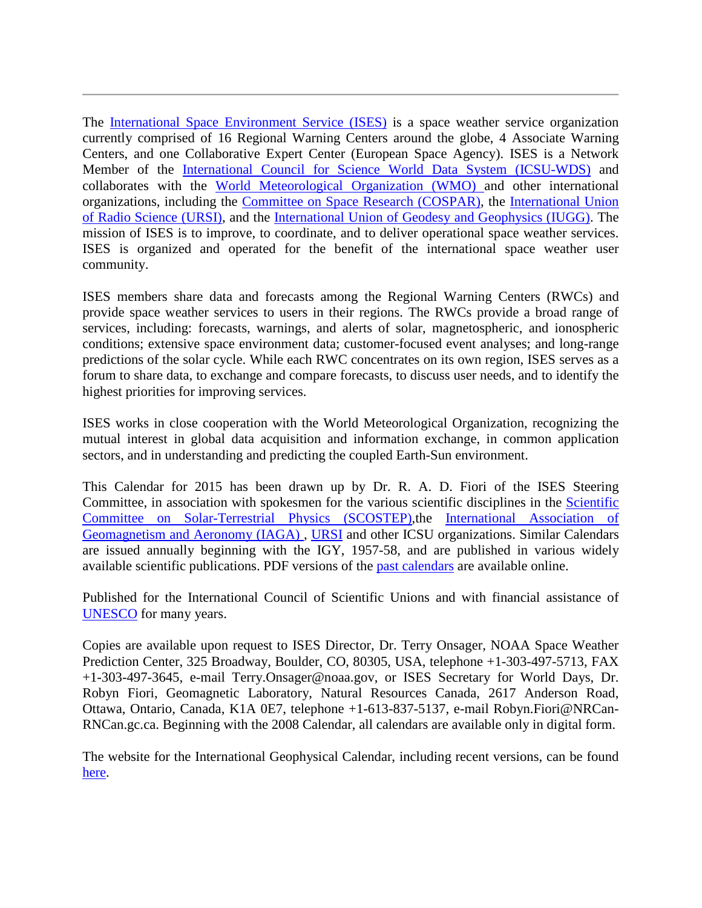---

The International Space Environment Service (ISES) is a space weather service organization currently comprised of 16 Regional Warning Centers around the globe, 4 Associate Warning Centers, and one Collaborative Expert Center (European Space Agency). ISES is a Network Member of the International Council for Science World Data System (ICSU-WDS) and collaborates with the World Meteorological Organization (WMO) and other international organizations, including the Committee on Space Research (COSPAR), the International Union of Radio Science (URSI), and the International Union of Geodesy and Geophysics (IUGG). The mission of ISES is to improve, to coordinate, and to deliver operational space weather services. ISES is organized and operated for the benefit of the international space weather user community.

ISES members share data and forecasts among the Regional Warning Centers (RWCs) and provide space weather services to users in their regions. The RWCs provide a broad range of services, including: forecasts, warnings, and alerts of solar, magnetospheric, and ionospheric conditions; extensive space environment data; customer-focused event analyses; and long-range predictions of the solar cycle. While each RWC concentrates on its own region, ISES serves as a forum to share data, to exchange and compare forecasts, to discuss user needs, and to identify the highest priorities for improving services.

ISES works in close cooperation with the World Meteorological Organization, recognizing the mutual interest in global data acquisition and information exchange, in common application sectors, and in understanding and predicting the coupled Earth-Sun environment.

This Calendar for 2015 has been drawn up by Dr. R. A. D. Fiori of the ISES Steering Committee, in association with spokesmen for the various scientific disciplines in the Scientific Committee on Solar-Terrestrial Physics (SCOSTEP),the International Association of Geomagnetism and Aeronomy (IAGA) , URSI and other ICSU organizations. Similar Calendars are issued annually beginning with the IGY, 1957-58, and are published in various widely available scientific publications. PDF versions of the past calendars are available online.

Published for the International Council of Scientific Unions and with financial assistance of UNESCO for many years.

Copies are available upon request to ISES Director, Dr. Terry Onsager, NOAA Space Weather Prediction Center, 325 Broadway, Boulder, CO, 80305, USA, telephone +1-303-497-5713, FAX +1-303-497-3645, e-mail Terry.Onsager@noaa.gov, or ISES Secretary for World Days, Dr. Robyn Fiori, Geomagnetic Laboratory, Natural Resources Canada, 2617 Anderson Road, Ottawa, Ontario, Canada, K1A 0E7, telephone +1-613-837-5137, e-mail Robyn.Fiori@NRCan-RNCan.gc.ca. Beginning with the 2008 Calendar, all calendars are available only in digital form.

The website for the International Geophysical Calendar, including recent versions, can be found here.